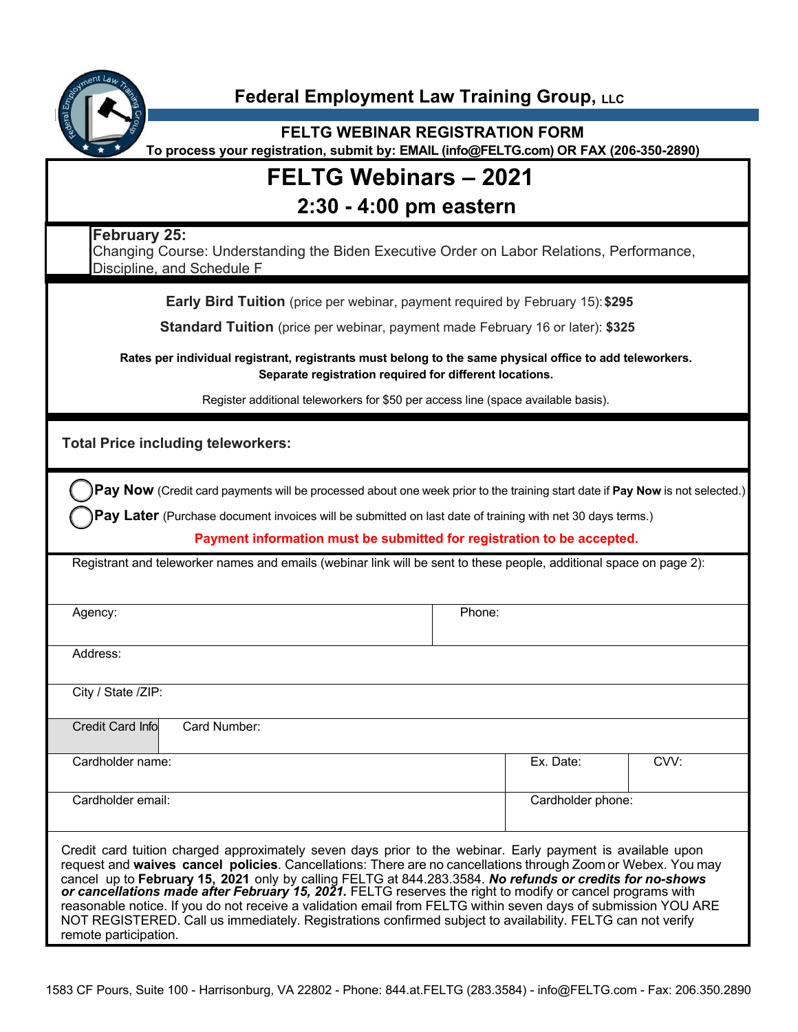# Federal Employment Law Training Group, LLC

**FELTG WEBINAR REGISTRATION FORM**

**To process your registration, submit by: EMAIL (info@FELTG.com) OR FAX (206-350-2890)**

## FELTG Webinars – 2021

### 2:30 - 4:00 pm eastern

**February 25:**
Changing Course: Understanding the Biden Executive Order on Labor Relations, Performance, Discipline, and Schedule F

**Early Bird Tuition** (price per webinar, payment required by February 15): **$295**

**Standard Tuition** (price per webinar, payment made February 16 or later): **$325**

**Rates per individual registrant, registrants must belong to the same physical office to add teleworkers. Separate registration required for different locations.**

Register additional teleworkers for $50 per access line (space available basis).

**Total Price including teleworkers:**

◯ **Pay Now** (Credit card payments will be processed about one week prior to the training start date if **Pay Now** is not selected.)

◯ **Pay Later** (Purchase document invoices will be submitted on last date of training with net 30 days terms.)

**Payment information must be submitted for registration to be accepted.**

Registrant and teleworker names and emails (webinar link will be sent to these people, additional space on page 2):

| Agency: | Phone: |
|---|---|

Address:

City / State /ZIP:

| Credit Card Info | Card Number: |
|---|---|

| Cardholder name: | Ex. Date: | CVV: |
|---|---|---|

| Cardholder email: | Cardholder phone: |
|---|---|

Credit card tuition charged approximately seven days prior to the webinar. Early payment is available upon request and **waives cancel policies**. Cancellations: There are no cancellations through Zoom or Webex. You may cancel up to **February 15, 2021** only by calling FELTG at 844.283.3584. ***No refunds or credits for no-shows or cancellations made after February 15, 2021.*** FELTG reserves the right to modify or cancel programs with reasonable notice. If you do not receive a validation email from FELTG within seven days of submission YOU ARE NOT REGISTERED. Call us immediately. Registrations confirmed subject to availability. FELTG can not verify remote participation.

1583 CF Pours, Suite 100 - Harrisonburg, VA 22802 - Phone: 844.at.FELTG (283.3584) - info@FELTG.com - Fax: 206.350.2890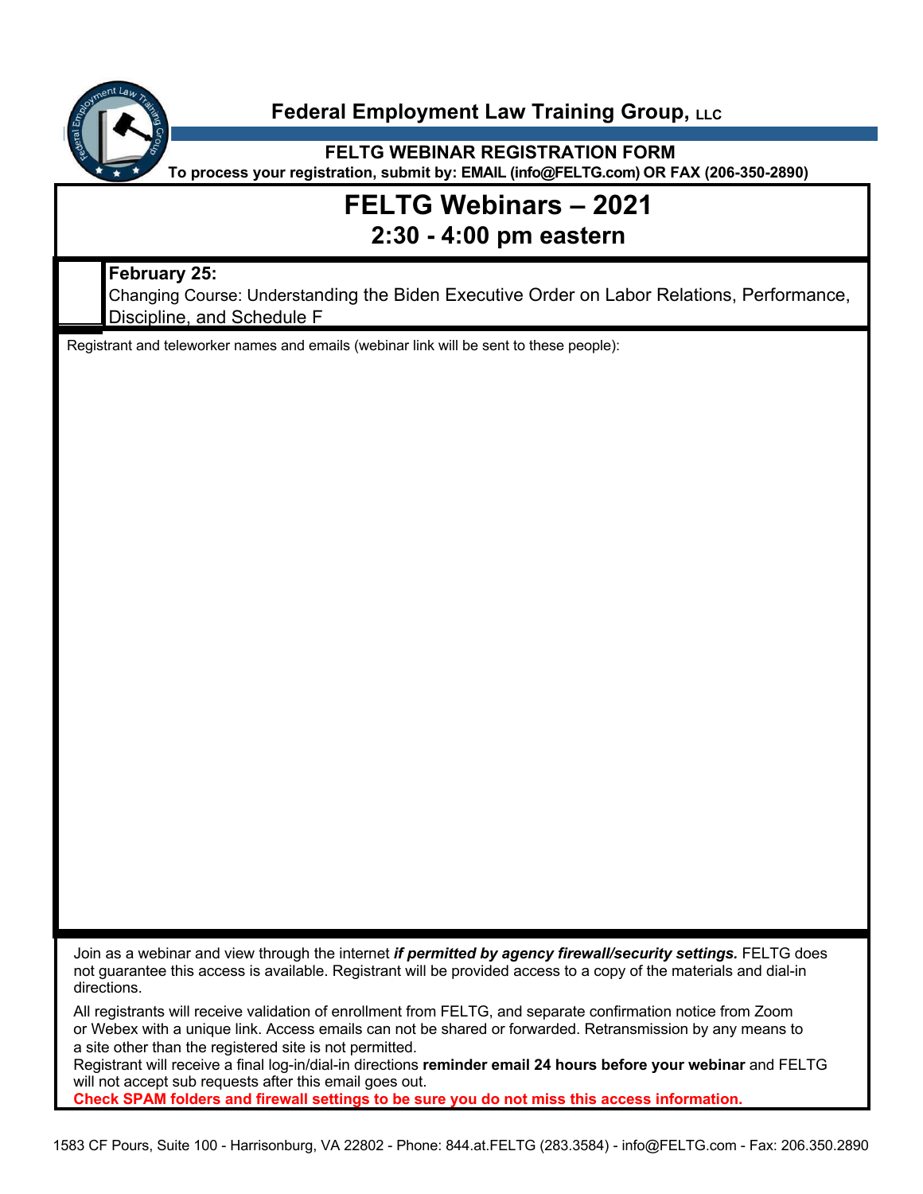**Federal Employment Law Training Group, LLC**

**FELTG WEBINAR REGISTRATION FORM**

**To process your registration, submit by: EMAIL (info@FELTG.com) OR FAX (206-350-2890)**

# FELTG Webinars – 2021

## 2:30 - 4:00 pm eastern

| | |
|---|---|
| | **February 25:** Changing Course: Understanding the Biden Executive Order on Labor Relations, Performance, Discipline, and Schedule F |

Registrant and teleworker names and emails (webinar link will be sent to these people):

Join as a webinar and view through the internet ***if permitted by agency firewall/security settings.*** FELTG does not guarantee this access is available. Registrant will be provided access to a copy of the materials and dial-in directions.

All registrants will receive validation of enrollment from FELTG, and separate confirmation notice from Zoom or Webex with a unique link. Access emails can not be shared or forwarded. Retransmission by any means to a site other than the registered site is not permitted.

Registrant will receive a final log-in/dial-in directions **reminder email 24 hours before your webinar** and FELTG will not accept sub requests after this email goes out.

**Check SPAM folders and firewall settings to be sure you do not miss this access information.**

1583 CF Pours, Suite 100 - Harrisonburg, VA 22802 - Phone: 844.at.FELTG (283.3584) - info@FELTG.com - Fax: 206.350.2890